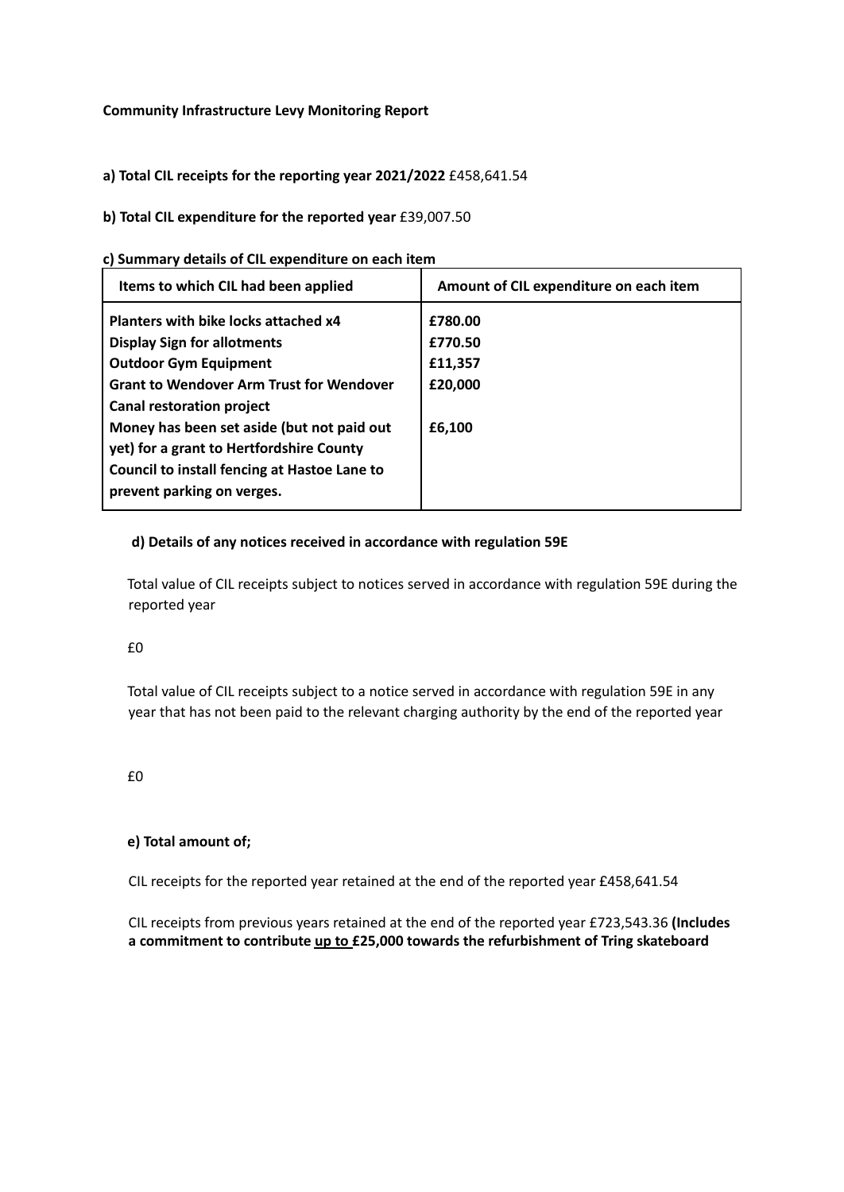**Community Infrastructure Levy Monitoring Report**

**a) Total CIL receipts for the reporting year 2021/2022** £458,641.54

**b) Total CIL expenditure for the reported year** £39,007.50

**c) Summary details of CIL expenditure on each item**

| Items to which CIL had been applied | Amount of CIL expenditure on each item |
|---|---|
| **Planters with bike locks attached x4** | **£780.00** |
| **Display Sign for allotments** | **£770.50** |
| **Outdoor Gym Equipment** | **£11,357** |
| **Grant to Wendover Arm Trust for Wendover Canal restoration project** | **£20,000** |
| **Money has been set aside (but not paid out yet) for a grant to Hertfordshire County Council to install fencing at Hastoe Lane to prevent parking on verges.** | **£6,100** |

**d) Details of any notices received in accordance with regulation 59E**

Total value of CIL receipts subject to notices served in accordance with regulation 59E during the reported year

£0

Total value of CIL receipts subject to a notice served in accordance with regulation 59E in any year that has not been paid to the relevant charging authority by the end of the reported year

£0

**e) Total amount of;**

CIL receipts for the reported year retained at the end of the reported year £458,641.54

CIL receipts from previous years retained at the end of the reported year £723,543.36 **(Includes a commitment to contribute up to £25,000 towards the refurbishment of Tring skateboard**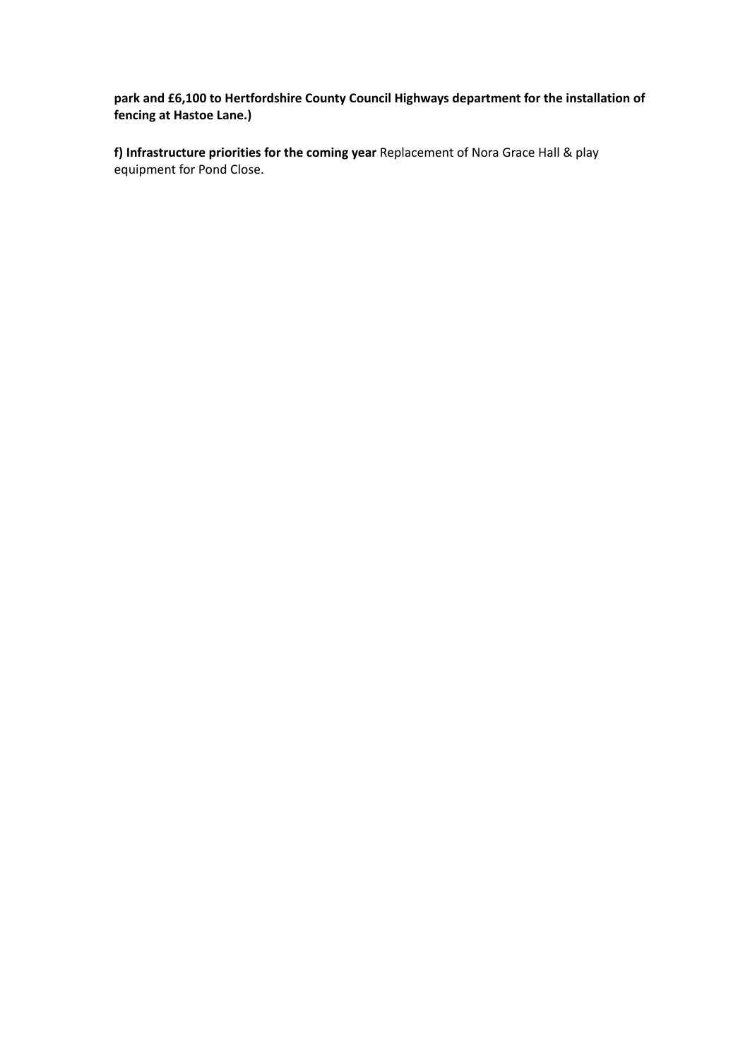**park and £6,100 to Hertfordshire County Council Highways department for the installation of fencing at Hastoe Lane.)**

**f) Infrastructure priorities for the coming year** Replacement of Nora Grace Hall & play equipment for Pond Close.